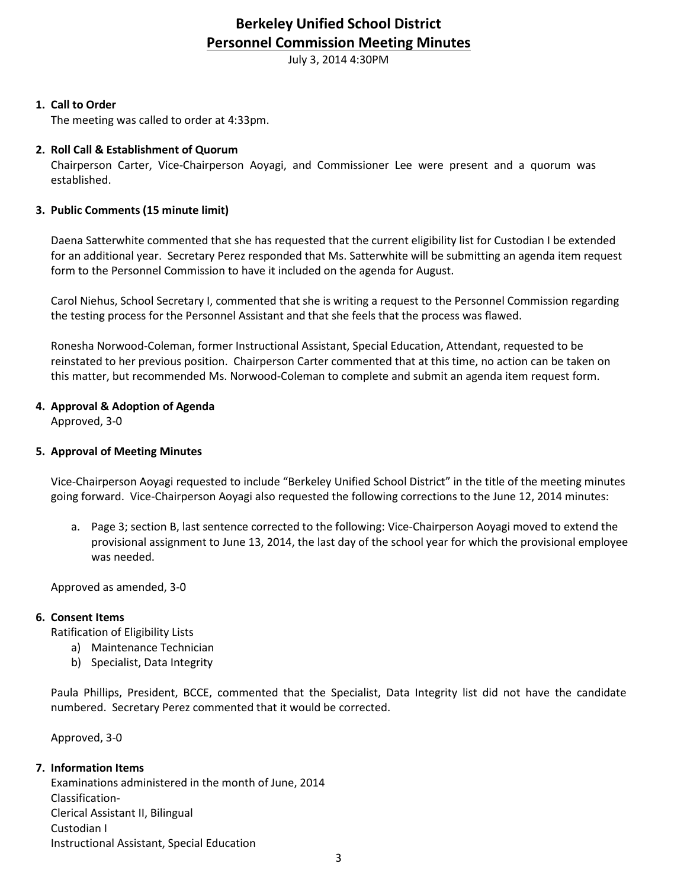# Berkeley Unified School District

## Personnel Commission Meeting Minutes

July 3, 2014 4:30PM

1. **Call to Order**
   The meeting was called to order at 4:33pm.

2. **Roll Call & Establishment of Quorum**
   Chairperson Carter, Vice-Chairperson Aoyagi, and Commissioner Lee were present and a quorum was established.

3. **Public Comments (15 minute limit)**

   Daena Satterwhite commented that she has requested that the current eligibility list for Custodian I be extended for an additional year. Secretary Perez responded that Ms. Satterwhite will be submitting an agenda item request form to the Personnel Commission to have it included on the agenda for August.

   Carol Niehus, School Secretary I, commented that she is writing a request to the Personnel Commission regarding the testing process for the Personnel Assistant and that she feels that the process was flawed.

   Ronesha Norwood-Coleman, former Instructional Assistant, Special Education, Attendant, requested to be reinstated to her previous position. Chairperson Carter commented that at this time, no action can be taken on this matter, but recommended Ms. Norwood-Coleman to complete and submit an agenda item request form.

4. **Approval & Adoption of Agenda**
   Approved, 3-0

5. **Approval of Meeting Minutes**

   Vice-Chairperson Aoyagi requested to include "Berkeley Unified School District" in the title of the meeting minutes going forward. Vice-Chairperson Aoyagi also requested the following corrections to the June 12, 2014 minutes:

   a. Page 3; section B, last sentence corrected to the following: Vice-Chairperson Aoyagi moved to extend the provisional assignment to June 13, 2014, the last day of the school year for which the provisional employee was needed.

   Approved as amended, 3-0

6. **Consent Items**
   Ratification of Eligibility Lists
   a) Maintenance Technician
   b) Specialist, Data Integrity

   Paula Phillips, President, BCCE, commented that the Specialist, Data Integrity list did not have the candidate numbered. Secretary Perez commented that it would be corrected.

   Approved, 3-0

7. **Information Items**
   Examinations administered in the month of June, 2014
   Classification-
   Clerical Assistant II, Bilingual
   Custodian I
   Instructional Assistant, Special Education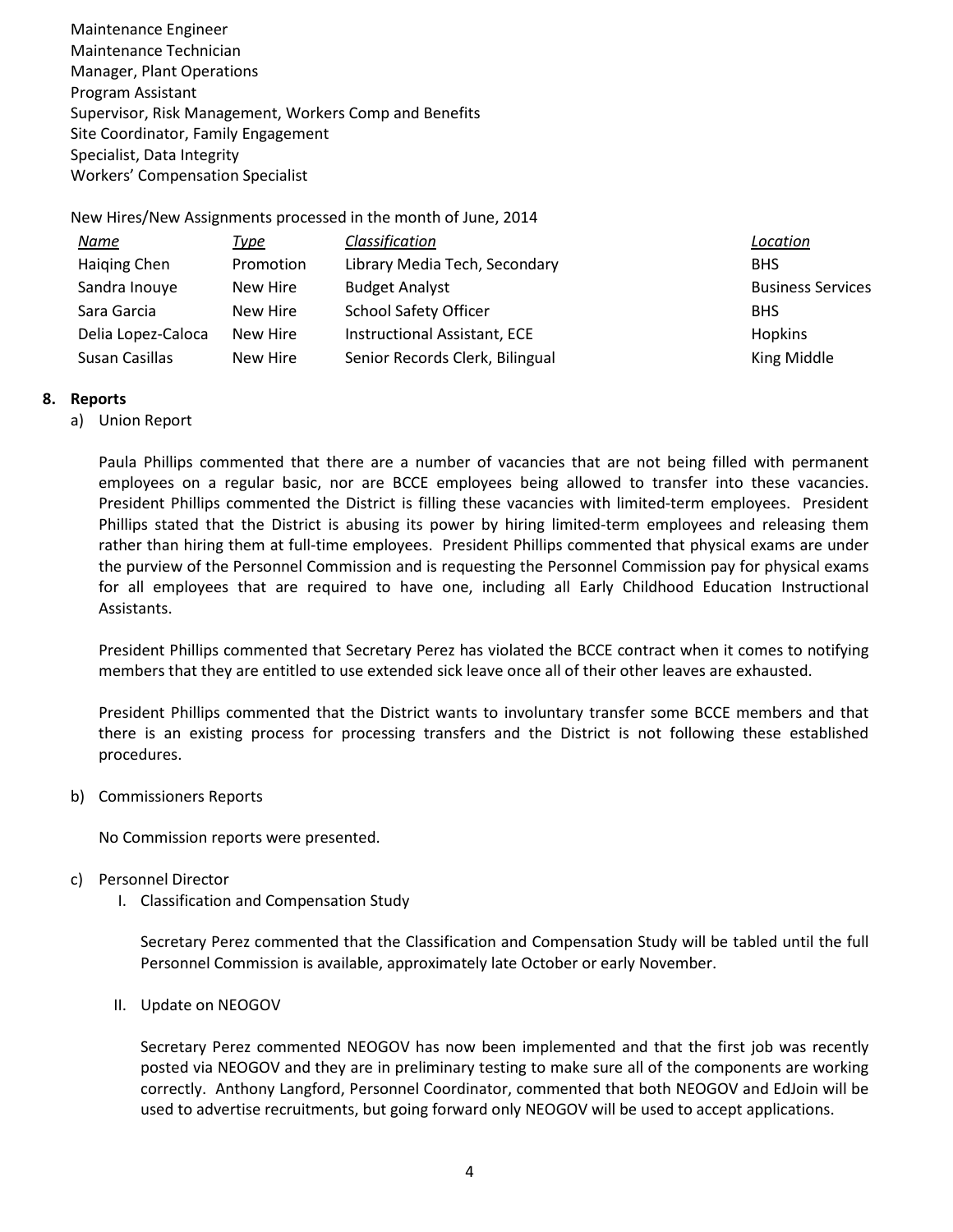Maintenance Engineer
Maintenance Technician
Manager, Plant Operations
Program Assistant
Supervisor, Risk Management, Workers Comp and Benefits
Site Coordinator, Family Engagement
Specialist, Data Integrity
Workers' Compensation Specialist

New Hires/New Assignments processed in the month of June, 2014

| *Name* | *Type* | *Classification* | *Location* |
|---|---|---|---|
| Haiqing Chen | Promotion | Library Media Tech, Secondary | BHS |
| Sandra Inouye | New Hire | Budget Analyst | Business Services |
| Sara Garcia | New Hire | School Safety Officer | BHS |
| Delia Lopez-Caloca | New Hire | Instructional Assistant, ECE | Hopkins |
| Susan Casillas | New Hire | Senior Records Clerk, Bilingual | King Middle |

**8. Reports**

a) Union Report

Paula Phillips commented that there are a number of vacancies that are not being filled with permanent employees on a regular basic, nor are BCCE employees being allowed to transfer into these vacancies. President Phillips commented the District is filling these vacancies with limited-term employees. President Phillips stated that the District is abusing its power by hiring limited-term employees and releasing them rather than hiring them at full-time employees. President Phillips commented that physical exams are under the purview of the Personnel Commission and is requesting the Personnel Commission pay for physical exams for all employees that are required to have one, including all Early Childhood Education Instructional Assistants.

President Phillips commented that Secretary Perez has violated the BCCE contract when it comes to notifying members that they are entitled to use extended sick leave once all of their other leaves are exhausted.

President Phillips commented that the District wants to involuntary transfer some BCCE members and that there is an existing process for processing transfers and the District is not following these established procedures.

b) Commissioners Reports

No Commission reports were presented.

c) Personnel Director

I. Classification and Compensation Study

Secretary Perez commented that the Classification and Compensation Study will be tabled until the full Personnel Commission is available, approximately late October or early November.

II. Update on NEOGOV

Secretary Perez commented NEOGOV has now been implemented and that the first job was recently posted via NEOGOV and they are in preliminary testing to make sure all of the components are working correctly. Anthony Langford, Personnel Coordinator, commented that both NEOGOV and EdJoin will be used to advertise recruitments, but going forward only NEOGOV will be used to accept applications.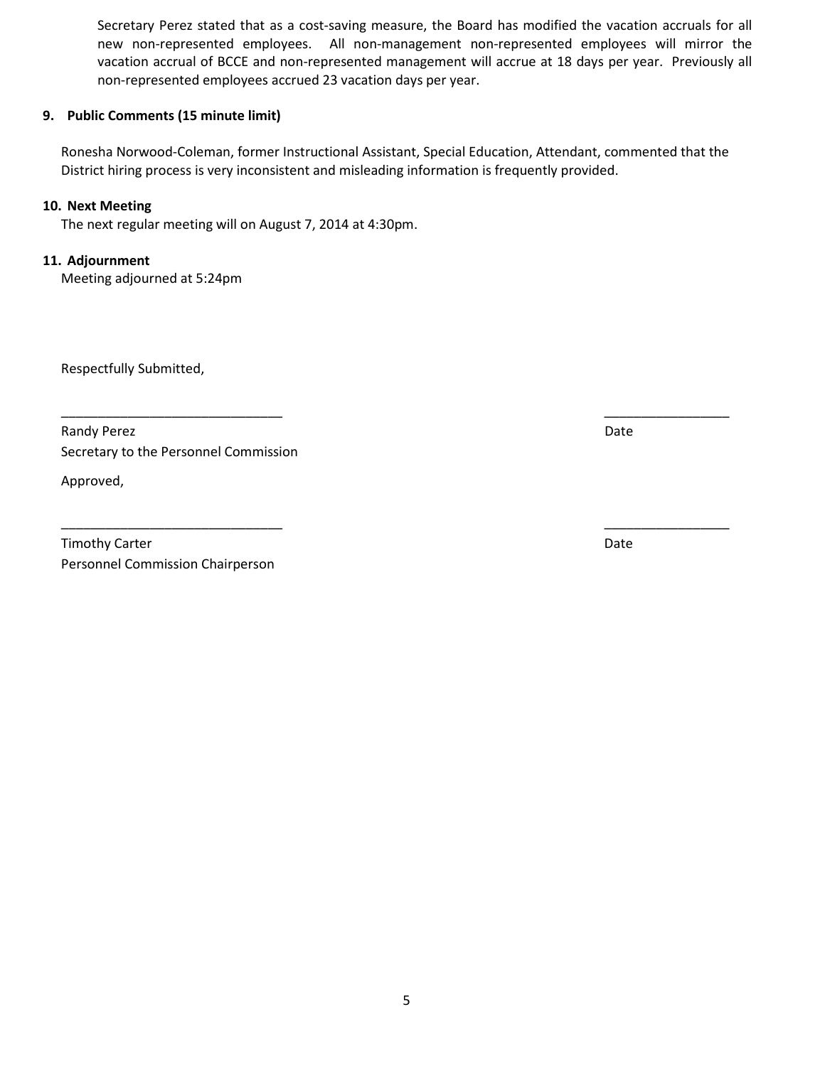Secretary Perez stated that as a cost-saving measure, the Board has modified the vacation accruals for all new non-represented employees. All non-management non-represented employees will mirror the vacation accrual of BCCE and non-represented management will accrue at 18 days per year. Previously all non-represented employees accrued 23 vacation days per year.

**9. Public Comments (15 minute limit)**

Ronesha Norwood-Coleman, former Instructional Assistant, Special Education, Attendant, commented that the District hiring process is very inconsistent and misleading information is frequently provided.

**10. Next Meeting**

The next regular meeting will on August 7, 2014 at 4:30pm.

**11. Adjournment**

Meeting adjourned at 5:24pm

Respectfully Submitted,

_______________________________ _________________

Randy Perez Date

Secretary to the Personnel Commission

Approved,

_______________________________ _________________

Timothy Carter Date

Personnel Commission Chairperson